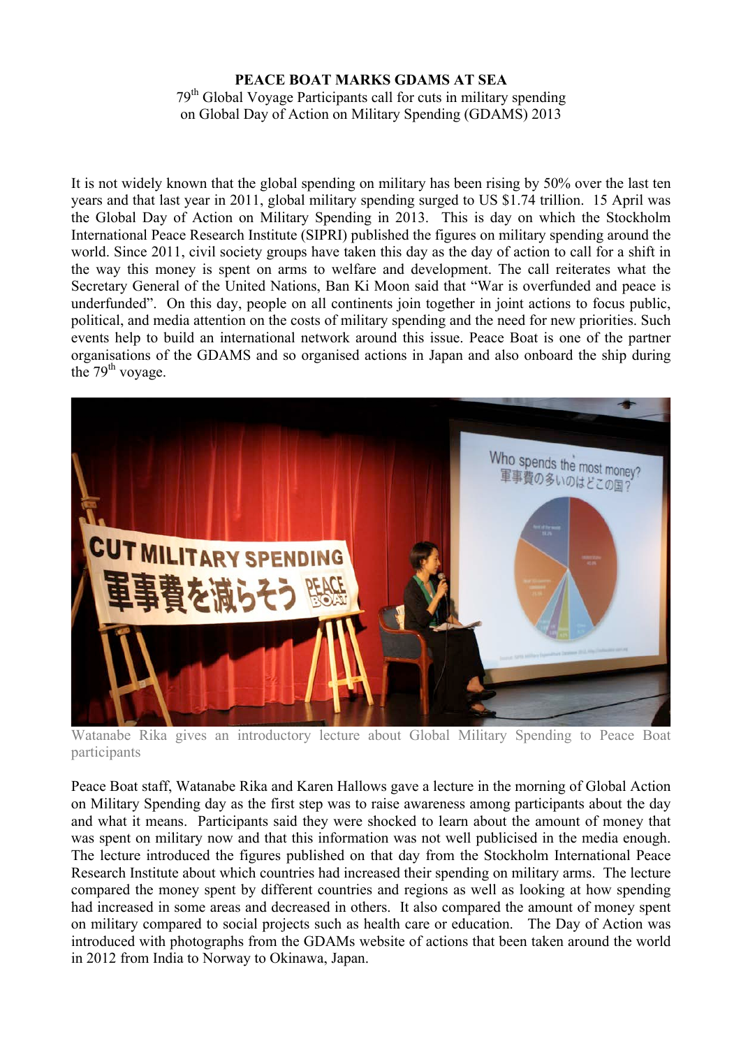**PEACE BOAT MARKS GDAMS AT SEA**

79th Global Voyage Participants call for cuts in military spending on Global Day of Action on Military Spending (GDAMS) 2013

It is not widely known that the global spending on military has been rising by 50% over the last ten years and that last year in 2011, global military spending surged to US $1.74 trillion. 15 April was the Global Day of Action on Military Spending in 2013. This is day on which the Stockholm International Peace Research Institute (SIPRI) published the figures on military spending around the world. Since 2011, civil society groups have taken this day as the day of action to call for a shift in the way this money is spent on arms to welfare and development. The call reiterates what the Secretary General of the United Nations, Ban Ki Moon said that "War is overfunded and peace is underfunded". On this day, people on all continents join together in joint actions to focus public, political, and media attention on the costs of military spending and the need for new priorities. Such events help to build an international network around this issue. Peace Boat is one of the partner organisations of the GDAMS and so organised actions in Japan and also onboard the ship during the 79th voyage.

Watanabe Rika gives an introductory lecture about Global Military Spending to Peace Boat participants

Peace Boat staff, Watanabe Rika and Karen Hallows gave a lecture in the morning of Global Action on Military Spending day as the first step was to raise awareness among participants about the day and what it means. Participants said they were shocked to learn about the amount of money that was spent on military now and that this information was not well publicised in the media enough. The lecture introduced the figures published on that day from the Stockholm International Peace Research Institute about which countries had increased their spending on military arms. The lecture compared the money spent by different countries and regions as well as looking at how spending had increased in some areas and decreased in others. It also compared the amount of money spent on military compared to social projects such as health care or education. The Day of Action was introduced with photographs from the GDAMs website of actions that been taken around the world in 2012 from India to Norway to Okinawa, Japan.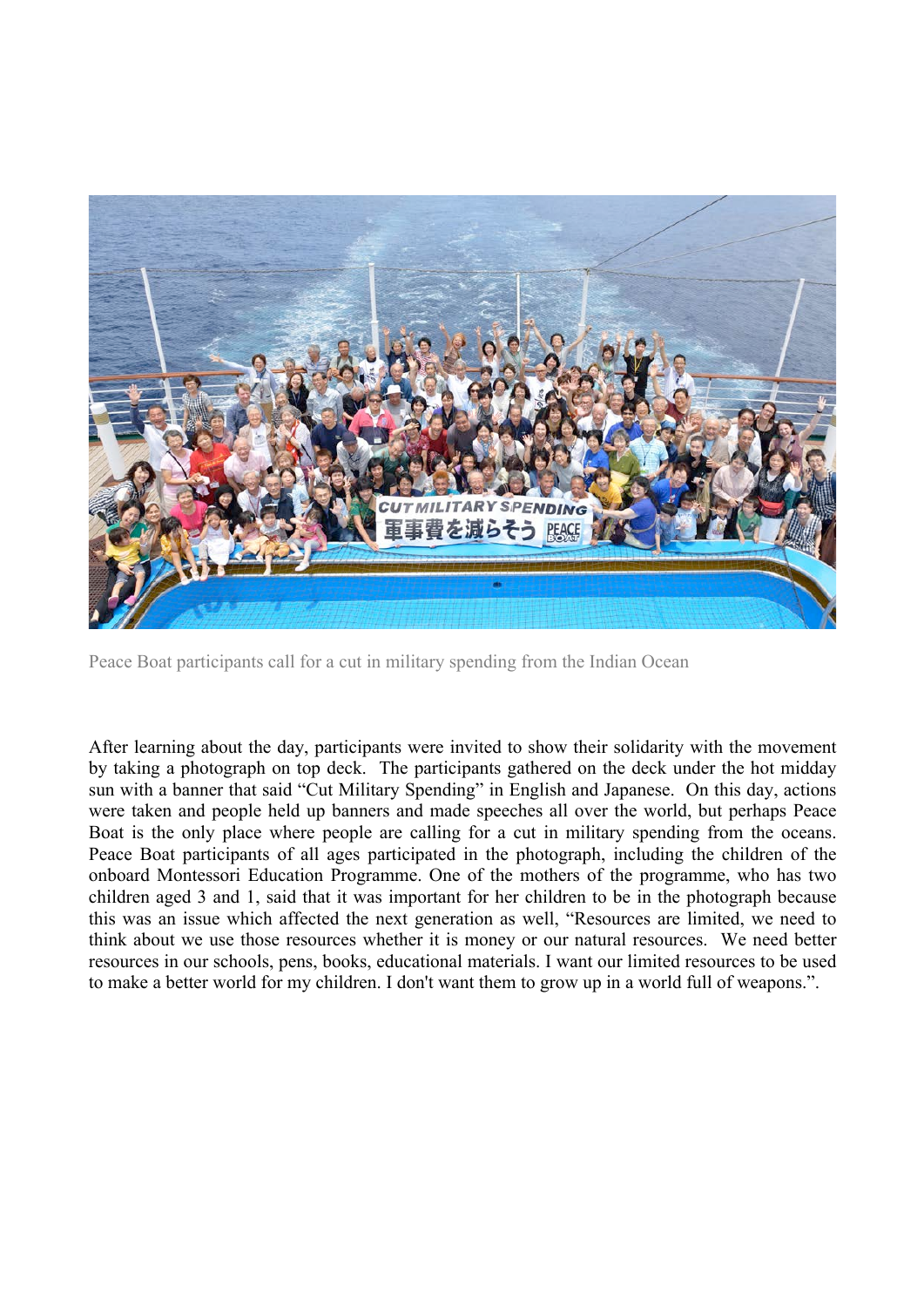Peace Boat participants call for a cut in military spending from the Indian Ocean

After learning about the day, participants were invited to show their solidarity with the movement by taking a photograph on top deck. The participants gathered on the deck under the hot midday sun with a banner that said "Cut Military Spending" in English and Japanese. On this day, actions were taken and people held up banners and made speeches all over the world, but perhaps Peace Boat is the only place where people are calling for a cut in military spending from the oceans. Peace Boat participants of all ages participated in the photograph, including the children of the onboard Montessori Education Programme. One of the mothers of the programme, who has two children aged 3 and 1, said that it was important for her children to be in the photograph because this was an issue which affected the next generation as well, "Resources are limited, we need to think about we use those resources whether it is money or our natural resources. We need better resources in our schools, pens, books, educational materials. I want our limited resources to be used to make a better world for my children. I don't want them to grow up in a world full of weapons.".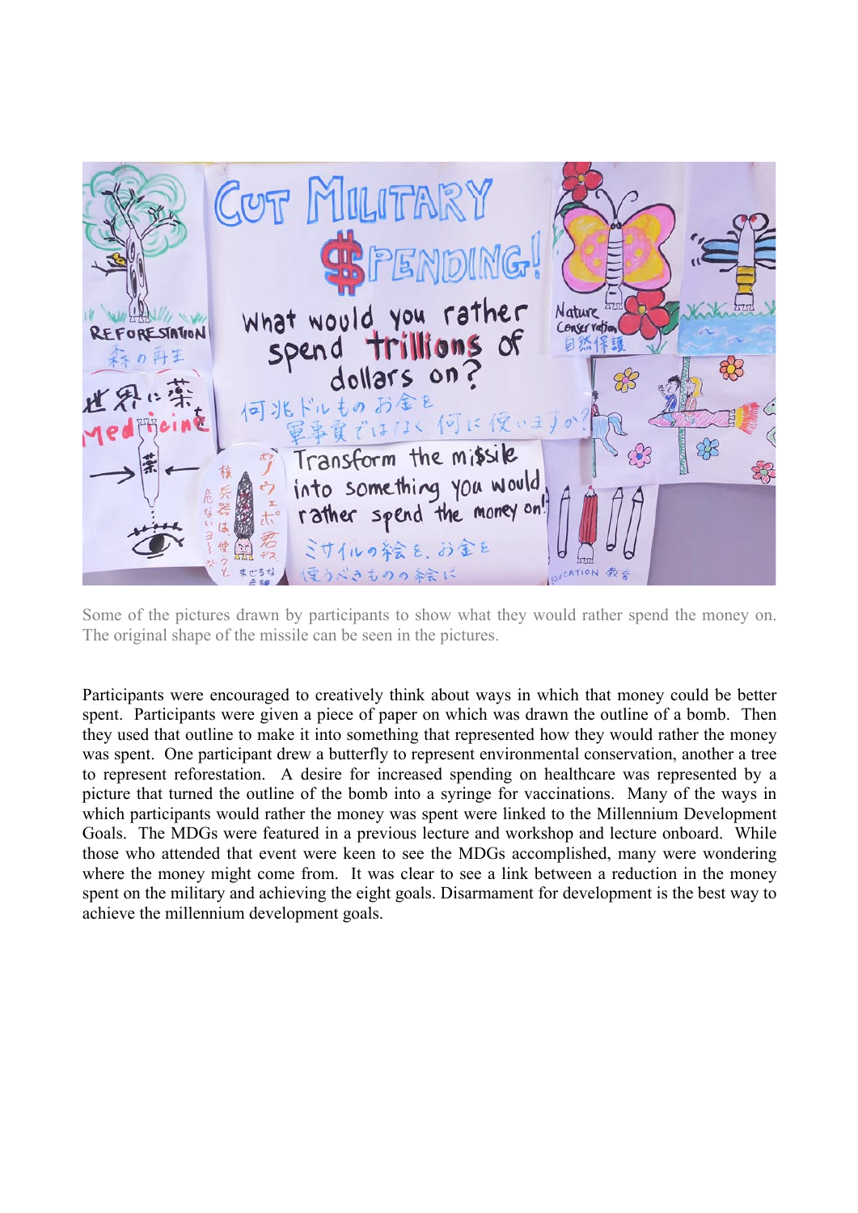Some of the pictures drawn by participants to show what they would rather spend the money on. The original shape of the missile can be seen in the pictures.

Participants were encouraged to creatively think about ways in which that money could be better spent. Participants were given a piece of paper on which was drawn the outline of a bomb. Then they used that outline to make it into something that represented how they would rather the money was spent. One participant drew a butterfly to represent environmental conservation, another a tree to represent reforestation. A desire for increased spending on healthcare was represented by a picture that turned the outline of the bomb into a syringe for vaccinations. Many of the ways in which participants would rather the money was spent were linked to the Millennium Development Goals. The MDGs were featured in a previous lecture and workshop and lecture onboard. While those who attended that event were keen to see the MDGs accomplished, many were wondering where the money might come from. It was clear to see a link between a reduction in the money spent on the military and achieving the eight goals. Disarmament for development is the best way to achieve the millennium development goals.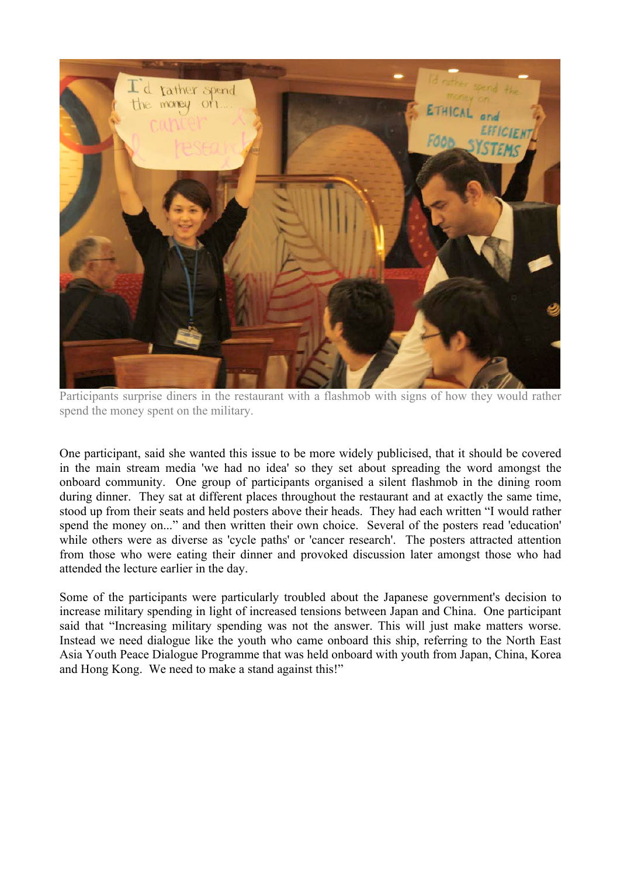Participants surprise diners in the restaurant with a flashmob with signs of how they would rather spend the money spent on the military.

One participant, said she wanted this issue to be more widely publicised, that it should be covered in the main stream media 'we had no idea' so they set about spreading the word amongst the onboard community. One group of participants organised a silent flashmob in the dining room during dinner. They sat at different places throughout the restaurant and at exactly the same time, stood up from their seats and held posters above their heads. They had each written "I would rather spend the money on..." and then written their own choice. Several of the posters read 'education' while others were as diverse as 'cycle paths' or 'cancer research'. The posters attracted attention from those who were eating their dinner and provoked discussion later amongst those who had attended the lecture earlier in the day.

Some of the participants were particularly troubled about the Japanese government's decision to increase military spending in light of increased tensions between Japan and China. One participant said that "Increasing military spending was not the answer. This will just make matters worse. Instead we need dialogue like the youth who came onboard this ship, referring to the North East Asia Youth Peace Dialogue Programme that was held onboard with youth from Japan, China, Korea and Hong Kong. We need to make a stand against this!"